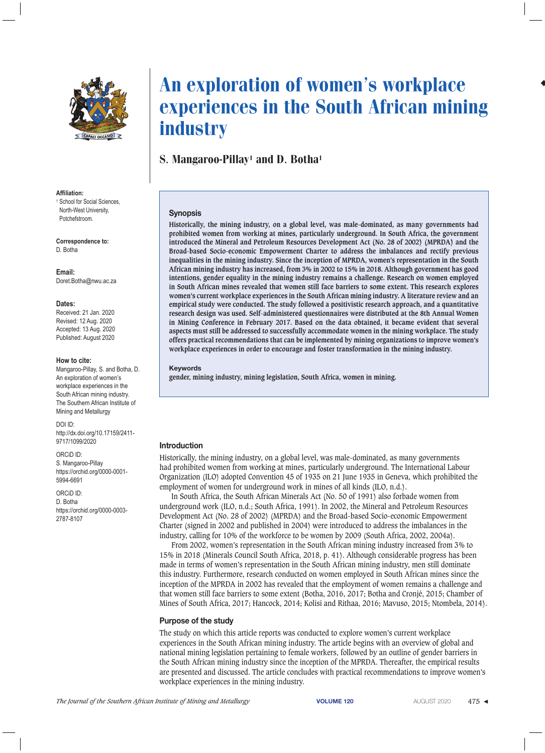# An exploration of women's workplace experiences in the South African mining industry

## S. Mangaroo-Pillay[1] and D. Botha[1]

**Affiliation:**
[1] School for Social Sciences, North-West University, Potchefstroom.

**Correspondence to:**
D. Botha

**Email:**
Doret.Botha@nwu.ac.za

**Dates:**
Received: 21 Jan. 2020
Revised: 12 Aug. 2020
Accepted: 13 Aug. 2020
Published: August 2020

**How to cite:**
Mangaroo-Pillay, S. and Botha, D. An exploration of women's workplace experiences in the South African mining industry. The Southern African Institute of Mining and Metallurgy

DOI ID:
http://dx.doi.org/10.17159/2411-9717/1099/2020

ORCiD ID:
S. Mangaroo-Pillay
https://orchid.org/0000-0001-5994-6691

ORCiD ID:
D. Botha
https://orchid.org/0000-0003-2787-8107

### Synopsis

Historically, the mining industry, on a global level, was male-dominated, as many governments had prohibited women from working at mines, particularly underground. In South Africa, the government introduced the Mineral and Petroleum Resources Development Act (No. 28 of 2002) (MPRDA) and the Broad-based Socio-economic Empowerment Charter to address the imbalances and rectify previous inequalities in the mining industry. Since the inception of MPRDA, women's representation in the South African mining industry has increased, from 3% in 2002 to 15% in 2018. Although government has good intentions, gender equality in the mining industry remains a challenge. Research on women employed in South African mines revealed that women still face barriers to some extent. This research explores women's current workplace experiences in the South African mining industry. A literature review and an empirical study were conducted. The study followed a positivistic research approach, and a quantitative research design was used. Self-administered questionnaires were distributed at the 8th Annual Women in Mining Conference in February 2017. Based on the data obtained, it became evident that several aspects must still be addressed to successfully accommodate women in the mining workplace. The study offers practical recommendations that can be implemented by mining organizations to improve women's workplace experiences in order to encourage and foster transformation in the mining industry.

### Keywords

gender, mining industry, mining legislation, South Africa, women in mining.

### Introduction

Historically, the mining industry, on a global level, was male-dominated, as many governments had prohibited women from working at mines, particularly underground. The International Labour Organization (ILO) adopted Convention 45 of 1935 on 21 June 1935 in Geneva, which prohibited the employment of women for underground work in mines of all kinds (ILO, n.d.).

In South Africa, the South African Minerals Act (No. 50 of 1991) also forbade women from underground work (ILO, n.d.; South Africa, 1991). In 2002, the Mineral and Petroleum Resources Development Act (No. 28 of 2002) (MPRDA) and the Broad-based Socio-economic Empowerment Charter (signed in 2002 and published in 2004) were introduced to address the imbalances in the industry, calling for 10% of the workforce to be women by 2009 (South Africa, 2002, 2004a).

From 2002, women's representation in the South African mining industry increased from 3% to 15% in 2018 (Minerals Council South Africa, 2018, p. 41). Although considerable progress has been made in terms of women's representation in the South African mining industry, men still dominate this industry. Furthermore, research conducted on women employed in South African mines since the inception of the MPRDA in 2002 has revealed that the employment of women remains a challenge and that women still face barriers to some extent (Botha, 2016, 2017; Botha and Cronjé, 2015; Chamber of Mines of South Africa, 2017; Hancock, 2014; Kolisi and Rithaa, 2016; Mavuso, 2015; Ntombela, 2014).

### Purpose of the study

The study on which this article reports was conducted to explore women's current workplace experiences in the South African mining industry. The article begins with an overview of global and national mining legislation pertaining to female workers, followed by an outline of gender barriers in the South African mining industry since the inception of the MPRDA. Thereafter, the empirical results are presented and discussed. The article concludes with practical recommendations to improve women's workplace experiences in the mining industry.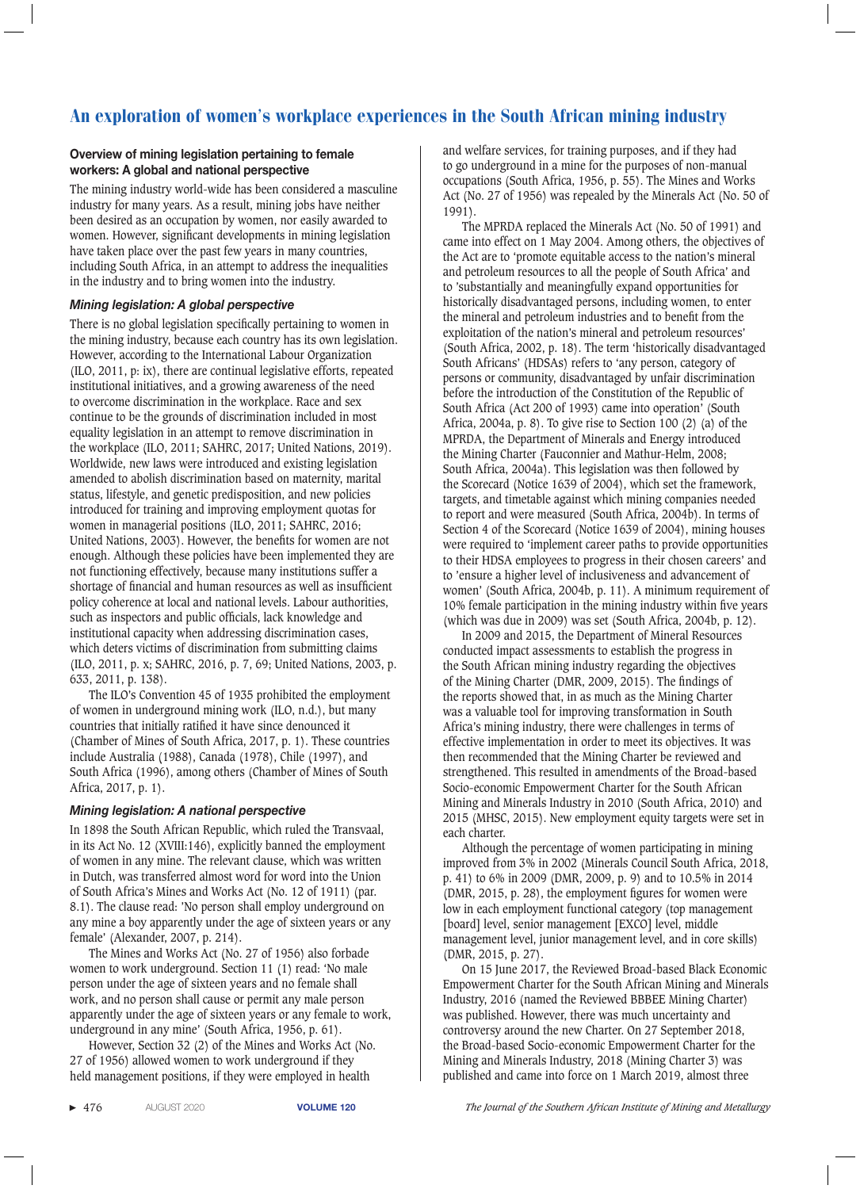## Overview of mining legislation pertaining to female workers: A global and national perspective

The mining industry world-wide has been considered a masculine industry for many years. As a result, mining jobs have neither been desired as an occupation by women, nor easily awarded to women. However, significant developments in mining legislation have taken place over the past few years in many countries, including South Africa, in an attempt to address the inequalities in the industry and to bring women into the industry.

### *Mining legislation: A global perspective*

There is no global legislation specifically pertaining to women in the mining industry, because each country has its own legislation. However, according to the International Labour Organization (ILO, 2011, p: ix), there are continual legislative efforts, repeated institutional initiatives, and a growing awareness of the need to overcome discrimination in the workplace. Race and sex continue to be the grounds of discrimination included in most equality legislation in an attempt to remove discrimination in the workplace (ILO, 2011; SAHRC, 2017; United Nations, 2019). Worldwide, new laws were introduced and existing legislation amended to abolish discrimination based on maternity, marital status, lifestyle, and genetic predisposition, and new policies introduced for training and improving employment quotas for women in managerial positions (ILO, 2011; SAHRC, 2016; United Nations, 2003). However, the benefits for women are not enough. Although these policies have been implemented they are not functioning effectively, because many institutions suffer a shortage of financial and human resources as well as insufficient policy coherence at local and national levels. Labour authorities, such as inspectors and public officials, lack knowledge and institutional capacity when addressing discrimination cases, which deters victims of discrimination from submitting claims (ILO, 2011, p. x; SAHRC, 2016, p. 7, 69; United Nations, 2003, p. 633, 2011, p. 138).

The ILO's Convention 45 of 1935 prohibited the employment of women in underground mining work (ILO, n.d.), but many countries that initially ratified it have since denounced it (Chamber of Mines of South Africa, 2017, p. 1). These countries include Australia (1988), Canada (1978), Chile (1997), and South Africa (1996), among others (Chamber of Mines of South Africa, 2017, p. 1).

### *Mining legislation: A national perspective*

In 1898 the South African Republic, which ruled the Transvaal, in its Act No. 12 (XVIII:146), explicitly banned the employment of women in any mine. The relevant clause, which was written in Dutch, was transferred almost word for word into the Union of South Africa's Mines and Works Act (No. 12 of 1911) (par. 8.1). The clause read: 'No person shall employ underground on any mine a boy apparently under the age of sixteen years or any female' (Alexander, 2007, p. 214).

The Mines and Works Act (No. 27 of 1956) also forbade women to work underground. Section 11 (1) read: 'No male person under the age of sixteen years and no female shall work, and no person shall cause or permit any male person apparently under the age of sixteen years or any female to work, underground in any mine' (South Africa, 1956, p. 61).

However, Section 32 (2) of the Mines and Works Act (No. 27 of 1956) allowed women to work underground if they held management positions, if they were employed in health and welfare services, for training purposes, and if they had to go underground in a mine for the purposes of non-manual occupations (South Africa, 1956, p. 55). The Mines and Works Act (No. 27 of 1956) was repealed by the Minerals Act (No. 50 of 1991).

The MPRDA replaced the Minerals Act (No. 50 of 1991) and came into effect on 1 May 2004. Among others, the objectives of the Act are to 'promote equitable access to the nation's mineral and petroleum resources to all the people of South Africa' and to 'substantially and meaningfully expand opportunities for historically disadvantaged persons, including women, to enter the mineral and petroleum industries and to benefit from the exploitation of the nation's mineral and petroleum resources' (South Africa, 2002, p. 18). The term 'historically disadvantaged South Africans' (HDSAs) refers to 'any person, category of persons or community, disadvantaged by unfair discrimination before the introduction of the Constitution of the Republic of South Africa (Act 200 of 1993) came into operation' (South Africa, 2004a, p. 8). To give rise to Section 100 (2) (a) of the MPRDA, the Department of Minerals and Energy introduced the Mining Charter (Fauconnier and Mathur-Helm, 2008; South Africa, 2004a). This legislation was then followed by the Scorecard (Notice 1639 of 2004), which set the framework, targets, and timetable against which mining companies needed to report and were measured (South Africa, 2004b). In terms of Section 4 of the Scorecard (Notice 1639 of 2004), mining houses were required to 'implement career paths to provide opportunities to their HDSA employees to progress in their chosen careers' and to 'ensure a higher level of inclusiveness and advancement of women' (South Africa, 2004b, p. 11). A minimum requirement of 10% female participation in the mining industry within five years (which was due in 2009) was set (South Africa, 2004b, p. 12).

In 2009 and 2015, the Department of Mineral Resources conducted impact assessments to establish the progress in the South African mining industry regarding the objectives of the Mining Charter (DMR, 2009, 2015). The findings of the reports showed that, in as much as the Mining Charter was a valuable tool for improving transformation in South Africa's mining industry, there were challenges in terms of effective implementation in order to meet its objectives. It was then recommended that the Mining Charter be reviewed and strengthened. This resulted in amendments of the Broad-based Socio-economic Empowerment Charter for the South African Mining and Minerals Industry in 2010 (South Africa, 2010) and 2015 (MHSC, 2015). New employment equity targets were set in each charter.

Although the percentage of women participating in mining improved from 3% in 2002 (Minerals Council South Africa, 2018, p. 41) to 6% in 2009 (DMR, 2009, p. 9) and to 10.5% in 2014 (DMR, 2015, p. 28), the employment figures for women were low in each employment functional category (top management [board] level, senior management [EXCO] level, middle management level, junior management level, and in core skills) (DMR, 2015, p. 27).

On 15 June 2017, the Reviewed Broad-based Black Economic Empowerment Charter for the South African Mining and Minerals Industry, 2016 (named the Reviewed BBBEE Mining Charter) was published. However, there was much uncertainty and controversy around the new Charter. On 27 September 2018, the Broad-based Socio-economic Empowerment Charter for the Mining and Minerals Industry, 2018 (Mining Charter 3) was published and came into force on 1 March 2019, almost three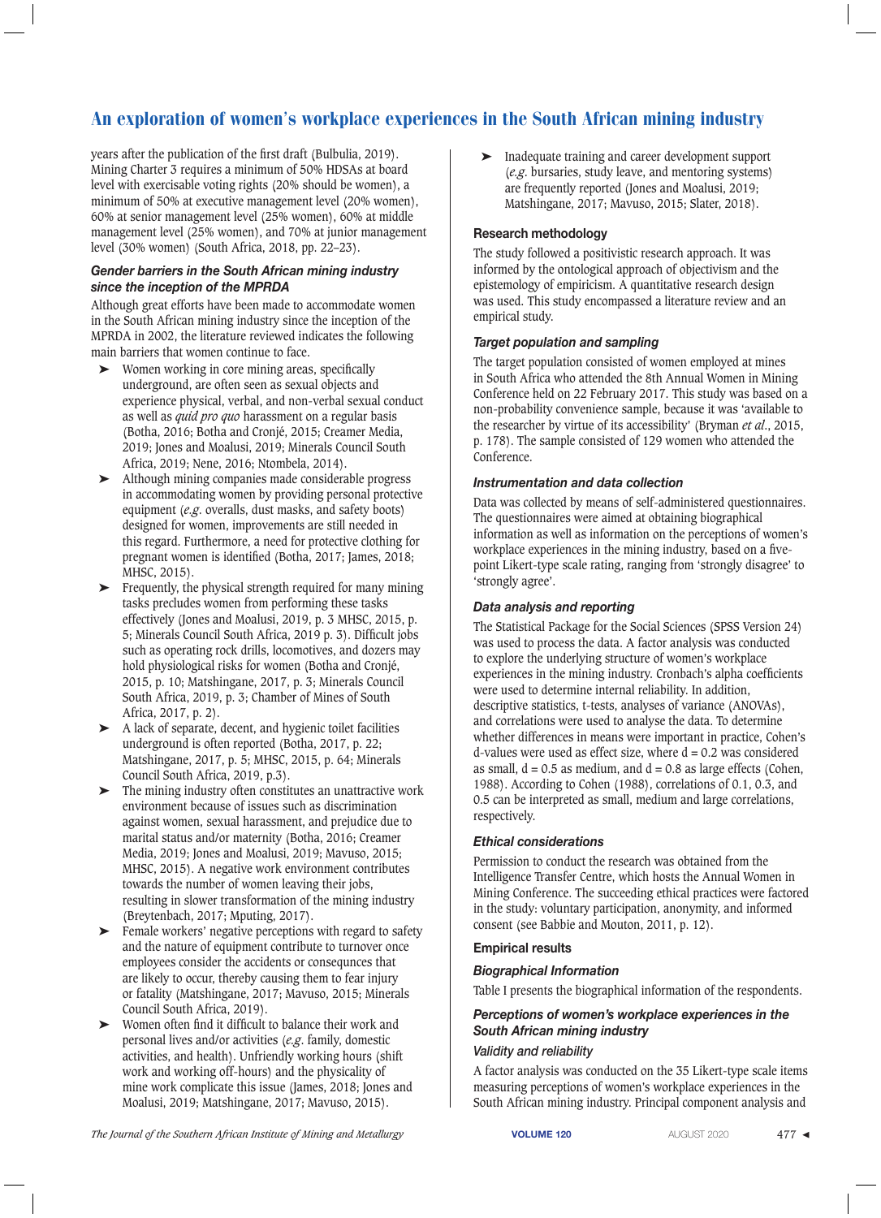years after the publication of the first draft (Bulbulia, 2019). Mining Charter 3 requires a minimum of 50% HDSAs at board level with exercisable voting rights (20% should be women), a minimum of 50% at executive management level (20% women), 60% at senior management level (25% women), 60% at middle management level (25% women), and 70% at junior management level (30% women) (South Africa, 2018, pp. 22–23).

### *Gender barriers in the South African mining industry since the inception of the MPRDA*

Although great efforts have been made to accommodate women in the South African mining industry since the inception of the MPRDA in 2002, the literature reviewed indicates the following main barriers that women continue to face.

- Women working in core mining areas, specifically underground, are often seen as sexual objects and experience physical, verbal, and non-verbal sexual conduct as well as *quid pro quo* harassment on a regular basis (Botha, 2016; Botha and Cronjé, 2015; Creamer Media, 2019; Jones and Moalusi, 2019; Minerals Council South Africa, 2019; Nene, 2016; Ntombela, 2014).
- Although mining companies made considerable progress in accommodating women by providing personal protective equipment (*e.g.* overalls, dust masks, and safety boots) designed for women, improvements are still needed in this regard. Furthermore, a need for protective clothing for pregnant women is identified (Botha, 2017; James, 2018; MHSC, 2015).
- Frequently, the physical strength required for many mining tasks precludes women from performing these tasks effectively (Jones and Moalusi, 2019, p. 3 MHSC, 2015, p. 5; Minerals Council South Africa, 2019 p. 3). Difficult jobs such as operating rock drills, locomotives, and dozers may hold physiological risks for women (Botha and Cronjé, 2015, p. 10; Matshingane, 2017, p. 3; Minerals Council South Africa, 2019, p. 3; Chamber of Mines of South Africa, 2017, p. 2).
- A lack of separate, decent, and hygienic toilet facilities underground is often reported (Botha, 2017, p. 22; Matshingane, 2017, p. 5; MHSC, 2015, p. 64; Minerals Council South Africa, 2019, p.3).
- The mining industry often constitutes an unattractive work environment because of issues such as discrimination against women, sexual harassment, and prejudice due to marital status and/or maternity (Botha, 2016; Creamer Media, 2019; Jones and Moalusi, 2019; Mavuso, 2015; MHSC, 2015). A negative work environment contributes towards the number of women leaving their jobs, resulting in slower transformation of the mining industry (Breytenbach, 2017; Mputing, 2017).
- Female workers' negative perceptions with regard to safety and the nature of equipment contribute to turnover once employees consider the accidents or consequnces that are likely to occur, thereby causing them to fear injury or fatality (Matshingane, 2017; Mavuso, 2015; Minerals Council South Africa, 2019).
- Women often find it difficult to balance their work and personal lives and/or activities (*e.g.* family, domestic activities, and health). Unfriendly working hours (shift work and working off-hours) and the physicality of mine work complicate this issue (James, 2018; Jones and Moalusi, 2019; Matshingane, 2017; Mavuso, 2015).
- Inadequate training and career development support (*e.g.* bursaries, study leave, and mentoring systems) are frequently reported (Jones and Moalusi, 2019; Matshingane, 2017; Mavuso, 2015; Slater, 2018).

## Research methodology

The study followed a positivistic research approach. It was informed by the ontological approach of objectivism and the epistemology of empiricism. A quantitative research design was used. This study encompassed a literature review and an empirical study.

### *Target population and sampling*

The target population consisted of women employed at mines in South Africa who attended the 8th Annual Women in Mining Conference held on 22 February 2017. This study was based on a non-probability convenience sample, because it was 'available to the researcher by virtue of its accessibility' (Bryman *et al*., 2015, p. 178). The sample consisted of 129 women who attended the Conference.

### *Instrumentation and data collection*

Data was collected by means of self-administered questionnaires. The questionnaires were aimed at obtaining biographical information as well as information on the perceptions of women's workplace experiences in the mining industry, based on a five-point Likert-type scale rating, ranging from 'strongly disagree' to 'strongly agree'.

### *Data analysis and reporting*

The Statistical Package for the Social Sciences (SPSS Version 24) was used to process the data. A factor analysis was conducted to explore the underlying structure of women's workplace experiences in the mining industry. Cronbach's alpha coefficients were used to determine internal reliability. In addition, descriptive statistics, t-tests, analyses of variance (ANOVAs), and correlations were used to analyse the data. To determine whether differences in means were important in practice, Cohen's d-values were used as effect size, where $d = 0.2$ was considered as small, $d = 0.5$ as medium, and $d = 0.8$ as large effects (Cohen, 1988). According to Cohen (1988), correlations of 0.1, 0.3, and 0.5 can be interpreted as small, medium and large correlations, respectively.

### *Ethical considerations*

Permission to conduct the research was obtained from the Intelligence Transfer Centre, which hosts the Annual Women in Mining Conference. The succeeding ethical practices were factored in the study: voluntary participation, anonymity, and informed consent (see Babbie and Mouton, 2011, p. 12).

## Empirical results

### *Biographical Information*

Table I presents the biographical information of the respondents.

### *Perceptions of women's workplace experiences in the South African mining industry*

#### *Validity and reliability*

A factor analysis was conducted on the 35 Likert-type scale items measuring perceptions of women's workplace experiences in the South African mining industry. Principal component analysis and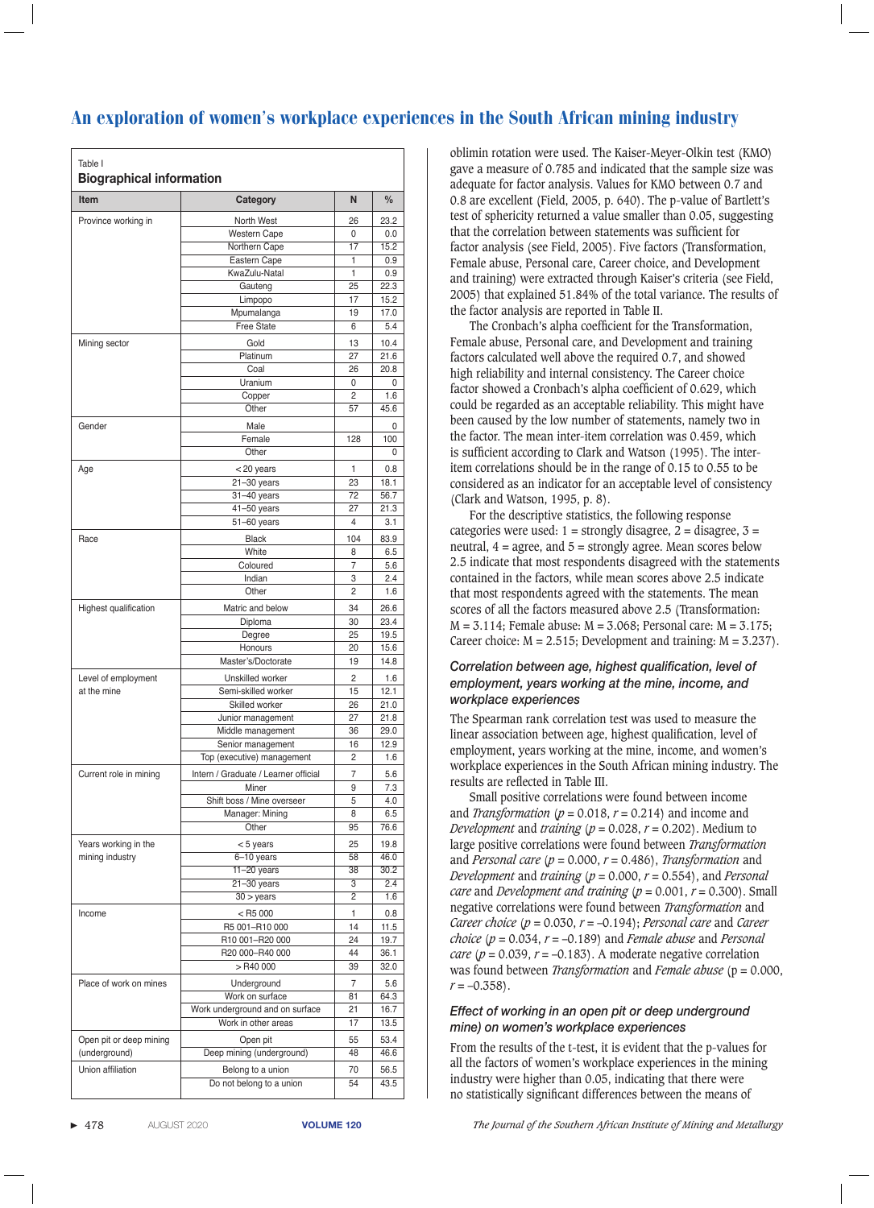Table I

**Biographical information**

| Item | Category | N | % |
|---|---|---|---|
| Province working in | North West | 26 | 23.2 |
| | Western Cape | 0 | 0.0 |
| | Northern Cape | 17 | 15.2 |
| | Eastern Cape | 1 | 0.9 |
| | KwaZulu-Natal | 1 | 0.9 |
| | Gauteng | 25 | 22.3 |
| | Limpopo | 17 | 15.2 |
| | Mpumalanga | 19 | 17.0 |
| | Free State | 6 | 5.4 |
| Mining sector | Gold | 13 | 10.4 |
| | Platinum | 27 | 21.6 |
| | Coal | 26 | 20.8 |
| | Uranium | 0 | 0 |
| | Copper | 2 | 1.6 |
| | Other | 57 | 45.6 |
| Gender | Male | | 0 |
| | Female | 128 | 100 |
| | Other | | 0 |
| Age | < 20 years | 1 | 0.8 |
| | 21–30 years | 23 | 18.1 |
| | 31–40 years | 72 | 56.7 |
| | 41–50 years | 27 | 21.3 |
| | 51–60 years | 4 | 3.1 |
| Race | Black | 104 | 83.9 |
| | White | 8 | 6.5 |
| | Coloured | 7 | 5.6 |
| | Indian | 3 | 2.4 |
| | Other | 2 | 1.6 |
| Highest qualification | Matric and below | 34 | 26.6 |
| | Diploma | 30 | 23.4 |
| | Degree | 25 | 19.5 |
| | Honours | 20 | 15.6 |
| | Master's/Doctorate | 19 | 14.8 |
| Level of employment at the mine | Unskilled worker | 2 | 1.6 |
| | Semi-skilled worker | 15 | 12.1 |
| | Skilled worker | 26 | 21.0 |
| | Junior management | 27 | 21.8 |
| | Middle management | 36 | 29.0 |
| | Senior management | 16 | 12.9 |
| | Top (executive) management | 2 | 1.6 |
| Current role in mining | Intern / Graduate / Learner official | 7 | 5.6 |
| | Miner | 9 | 7.3 |
| | Shift boss / Mine overseer | 5 | 4.0 |
| | Manager: Mining | 8 | 6.5 |
| | Other | 95 | 76.6 |
| Years working in the mining industry | < 5 years | 25 | 19.8 |
| | 6–10 years | 58 | 46.0 |
| | 11–20 years | 38 | 30.2 |
| | 21–30 years | 3 | 2.4 |
| | 30 > years | 2 | 1.6 |
| Income | < R5 000 | 1 | 0.8 |
| | R5 001–R10 000 | 14 | 11.5 |
| | R10 001–R20 000 | 24 | 19.7 |
| | R20 000–R40 000 | 44 | 36.1 |
| | > R40 000 | 39 | 32.0 |
| Place of work on mines | Underground | 7 | 5.6 |
| | Work on surface | 81 | 64.3 |
| | Work underground and on surface | 21 | 16.7 |
| | Work in other areas | 17 | 13.5 |
| Open pit or deep mining (underground) | Open pit | 55 | 53.4 |
| | Deep mining (underground) | 48 | 46.6 |
| Union affiliation | Belong to a union | 70 | 56.5 |
| | Do not belong to a union | 54 | 43.5 |

oblimin rotation were used. The Kaiser-Meyer-Olkin test (KMO) gave a measure of 0.785 and indicated that the sample size was adequate for factor analysis. Values for KMO between 0.7 and 0.8 are excellent (Field, 2005, p. 640). The p-value of Bartlett's test of sphericity returned a value smaller than 0.05, suggesting that the correlation between statements was sufficient for factor analysis (see Field, 2005). Five factors (Transformation, Female abuse, Personal care, Career choice, and Development and training) were extracted through Kaiser's criteria (see Field, 2005) that explained 51.84% of the total variance. The results of the factor analysis are reported in Table II.

The Cronbach's alpha coefficient for the Transformation, Female abuse, Personal care, and Development and training factors calculated well above the required 0.7, and showed high reliability and internal consistency. The Career choice factor showed a Cronbach's alpha coefficient of 0.629, which could be regarded as an acceptable reliability. This might have been caused by the low number of statements, namely two in the factor. The mean inter-item correlation was 0.459, which is sufficient according to Clark and Watson (1995). The inter-item correlations should be in the range of 0.15 to 0.55 to be considered as an indicator for an acceptable level of consistency (Clark and Watson, 1995, p. 8).

For the descriptive statistics, the following response categories were used: 1 = strongly disagree, 2 = disagree, 3 = neutral, 4 = agree, and 5 = strongly agree. Mean scores below 2.5 indicate that most respondents disagreed with the statements contained in the factors, while mean scores above 2.5 indicate that most respondents agreed with the statements. The mean scores of all the factors measured above 2.5 (Transformation: M = 3.114; Female abuse: M = 3.068; Personal care: M = 3.175; Career choice: M = 2.515; Development and training: M = 3.237).

### *Correlation between age, highest qualification, level of employment, years working at the mine, income, and workplace experiences*

The Spearman rank correlation test was used to measure the linear association between age, highest qualification, level of employment, years working at the mine, income, and women's workplace experiences in the South African mining industry. The results are reflected in Table III.

Small positive correlations were found between income and *Transformation* ($p$ = 0.018, $r$ = 0.214) and income and *Development* and *training* ($p$ = 0.028, $r$ = 0.202). Medium to large positive correlations were found between *Transformation* and *Personal care* ($p$ = 0.000, $r$ = 0.486), *Transformation* and *Development* and *training* ($p$ = 0.000, $r$ = 0.554), and *Personal care* and *Development and training* ($p$ = 0.001, $r$ = 0.300). Small negative correlations were found between *Transformation* and *Career choice* ($p$ = 0.030, $r$ = –0.194); *Personal care* and *Career choice* ($p$ = 0.034, $r$ = –0.189) and *Female abuse* and *Personal care* ($p$ = 0.039, $r$ = –0.183). A moderate negative correlation was found between *Transformation* and *Female abuse* (p = 0.000, $r$ = –0.358).

### *Effect of working in an open pit or deep underground mine) on women's workplace experiences*

From the results of the t-test, it is evident that the p-values for all the factors of women's workplace experiences in the mining industry were higher than 0.05, indicating that there were no statistically significant differences between the means of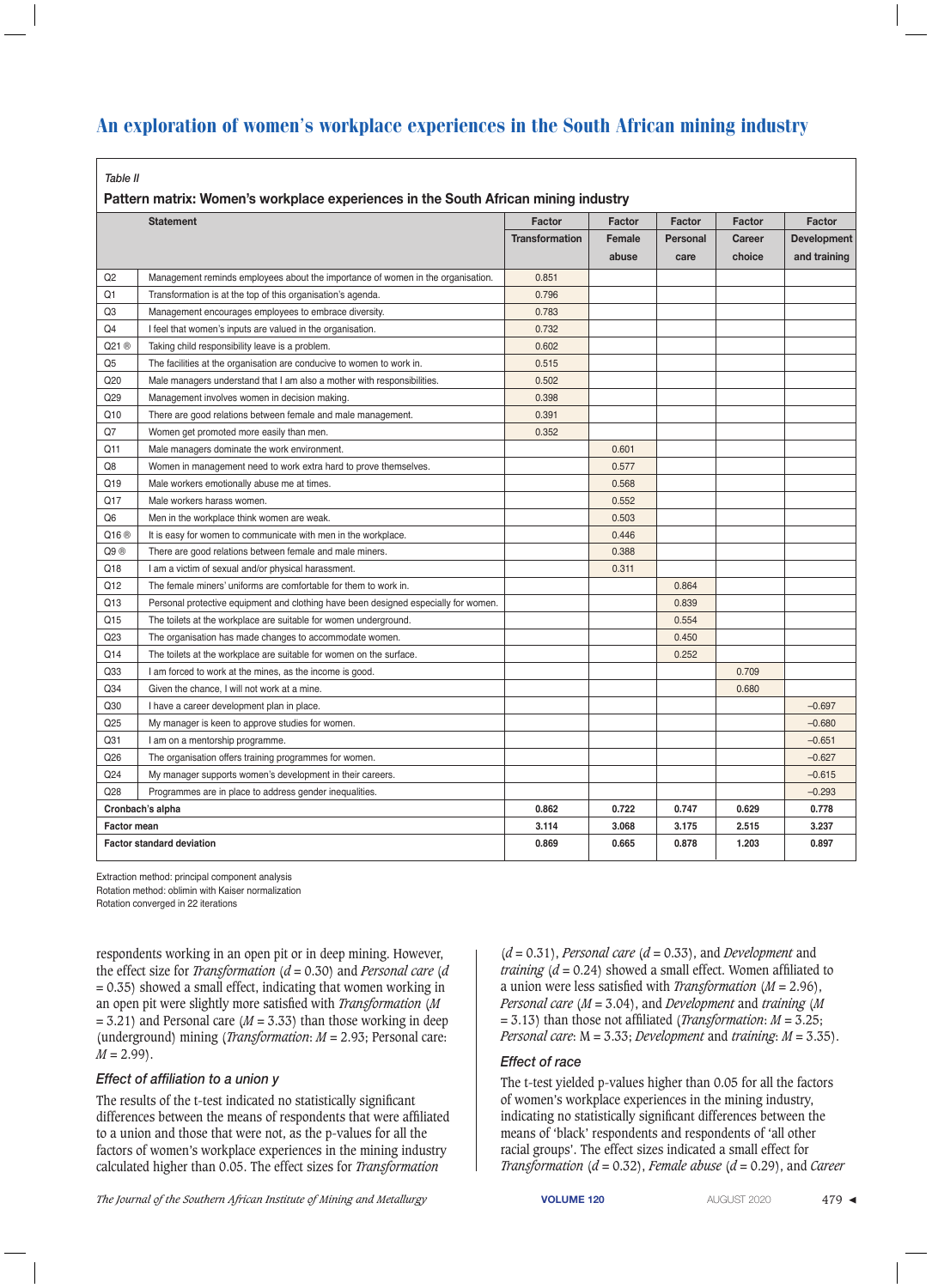Table II

**Pattern matrix: Women's workplace experiences in the South African mining industry**

| | Statement | Factor Transformation | Factor Female abuse | Factor Personal care | Factor Career choice | Factor Development and training |
|---|---|---|---|---|---|---|
| Q2 | Management reminds employees about the importance of women in the organisation. | 0.851 | | | | |
| Q1 | Transformation is at the top of this organisation's agenda. | 0.796 | | | | |
| Q3 | Management encourages employees to embrace diversity. | 0.783 | | | | |
| Q4 | I feel that women's inputs are valued in the organisation. | 0.732 | | | | |
| Q21 ® | Taking child responsibility leave is a problem. | 0.602 | | | | |
| Q5 | The facilities at the organisation are conducive to women to work in. | 0.515 | | | | |
| Q20 | Male managers understand that I am also a mother with responsibilities. | 0.502 | | | | |
| Q29 | Management involves women in decision making. | 0.398 | | | | |
| Q10 | There are good relations between female and male management. | 0.391 | | | | |
| Q7 | Women get promoted more easily than men. | 0.352 | | | | |
| Q11 | Male managers dominate the work environment. | | 0.601 | | | |
| Q8 | Women in management need to work extra hard to prove themselves. | | 0.577 | | | |
| Q19 | Male workers emotionally abuse me at times. | | 0.568 | | | |
| Q17 | Male workers harass women. | | 0.552 | | | |
| Q6 | Men in the workplace think women are weak. | | 0.503 | | | |
| Q16 ® | It is easy for women to communicate with men in the workplace. | | 0.446 | | | |
| Q9 ® | There are good relations between female and male miners. | | 0.388 | | | |
| Q18 | I am a victim of sexual and/or physical harassment. | | 0.311 | | | |
| Q12 | The female miners' uniforms are comfortable for them to work in. | | | 0.864 | | |
| Q13 | Personal protective equipment and clothing have been designed especially for women. | | | 0.839 | | |
| Q15 | The toilets at the workplace are suitable for women underground. | | | 0.554 | | |
| Q23 | The organisation has made changes to accommodate women. | | | 0.450 | | |
| Q14 | The toilets at the workplace are suitable for women on the surface. | | | 0.252 | | |
| Q33 | I am forced to work at the mines, as the income is good. | | | | 0.709 | |
| Q34 | Given the chance, I will not work at a mine. | | | | 0.680 | |
| Q30 | I have a career development plan in place. | | | | | −0.697 |
| Q25 | My manager is keen to approve studies for women. | | | | | −0.680 |
| Q31 | I am on a mentorship programme. | | | | | −0.651 |
| Q26 | The organisation offers training programmes for women. | | | | | −0.627 |
| Q24 | My manager supports women's development in their careers. | | | | | −0.615 |
| Q28 | Programmes are in place to address gender inequalities. | | | | | −0.293 |
| **Cronbach's alpha** | | **0.862** | **0.722** | **0.747** | **0.629** | **0.778** |
| **Factor mean** | | **3.114** | **3.068** | **3.175** | **2.515** | **3.237** |
| **Factor standard deviation** | | **0.869** | **0.665** | **0.878** | **1.203** | **0.897** |

Extraction method: principal component analysis
Rotation method: oblimin with Kaiser normalization
Rotation converged in 22 iterations

respondents working in an open pit or in deep mining. However, the effect size for *Transformation* ($d$ = 0.30) and *Personal care* ($d$ = 0.35) showed a small effect, indicating that women working in an open pit were slightly more satisfied with *Transformation* ($M$ = 3.21) and Personal care ($M$ = 3.33) than those working in deep (underground) mining (*Transformation*: $M$ = 2.93; Personal care: $M$ = 2.99).

### *Effect of affiliation to a union y*

The results of the t-test indicated no statistically significant differences between the means of respondents that were affiliated to a union and those that were not, as the p-values for all the factors of women's workplace experiences in the mining industry calculated higher than 0.05. The effect sizes for *Transformation* ($d$ = 0.31), *Personal care* ($d$ = 0.33), and *Development* and *training* ($d$ = 0.24) showed a small effect. Women affiliated to a union were less satisfied with *Transformation* ($M$ = 2.96), *Personal care* ($M$ = 3.04), and *Development* and *training* ($M$ = 3.13) than those not affiliated (*Transformation*: $M$ = 3.25; *Personal care*: M = 3.33; *Development* and *training*: $M$ = 3.35).

### *Effect of race*

The t-test yielded p-values higher than 0.05 for all the factors of women's workplace experiences in the mining industry, indicating no statistically significant differences between the means of respondents of 'black' respondents and respondents of 'all other racial groups'. The effect sizes indicated a small effect for *Transformation* ($d$ = 0.32), *Female abuse* ($d$ = 0.29), and *Career*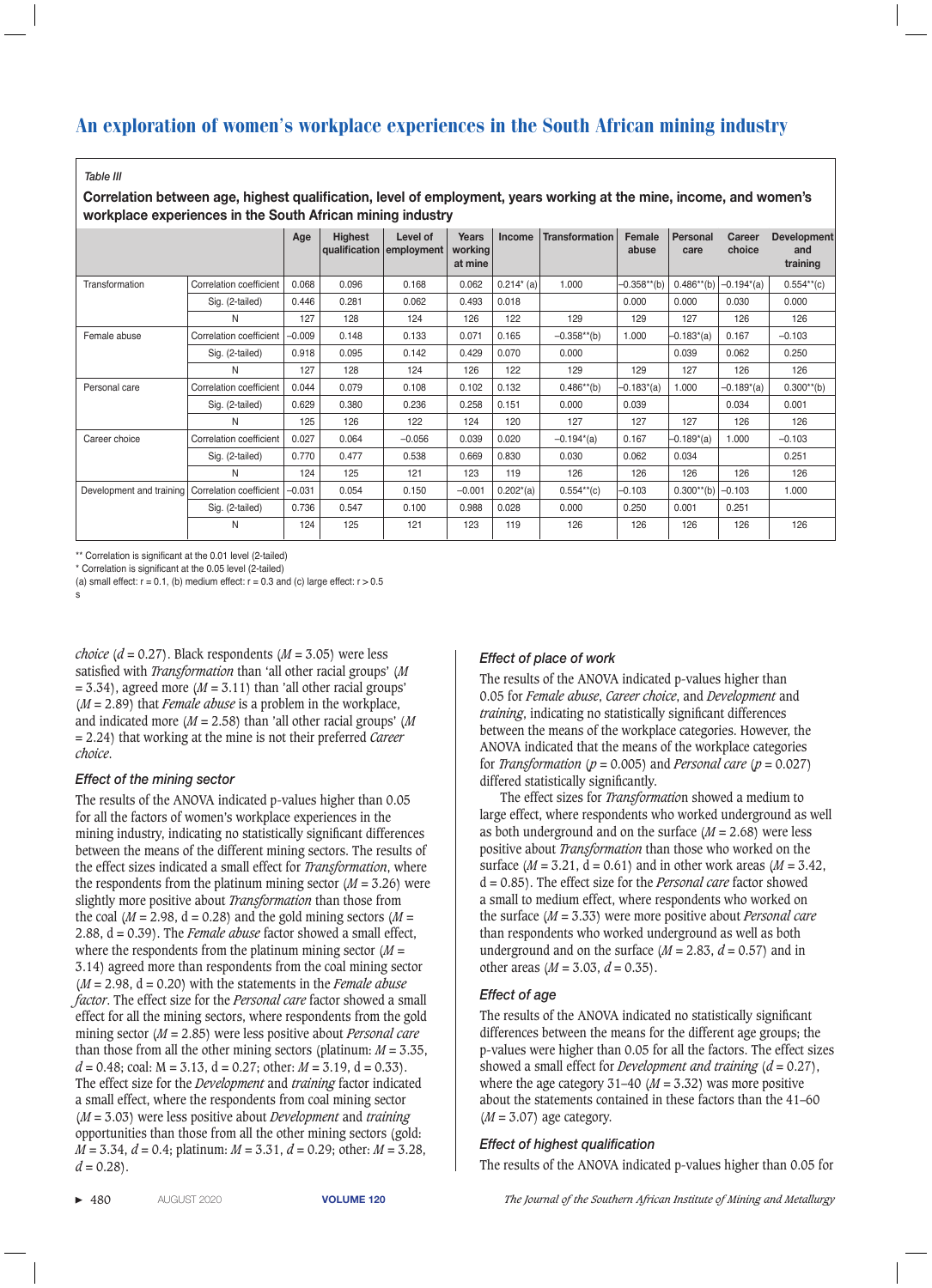*Table III*

**Correlation between age, highest qualification, level of employment, years working at the mine, income, and women's workplace experiences in the South African mining industry**

| | | Age | Highest qualification | Level of employment | Years working at mine | Income | Transformation | Female abuse | Personal care | Career choice | Development and training |
|---|---|---|---|---|---|---|---|---|---|---|---|
| Transformation | Correlation coefficient | 0.068 | 0.096 | 0.168 | 0.062 | 0.214* (a) | 1.000 | –0.358**(b) | 0.486**(b) | –0.194*(a) | 0.554**(c) |
| | Sig. (2-tailed) | 0.446 | 0.281 | 0.062 | 0.493 | 0.018 | | 0.000 | 0.000 | 0.030 | 0.000 |
| | N | 127 | 128 | 124 | 126 | 122 | 129 | 129 | 127 | 126 | 126 |
| Female abuse | Correlation coefficient | –0.009 | 0.148 | 0.133 | 0.071 | 0.165 | –0.358**(b) | 1.000 | –0.183*(a) | 0.167 | –0.103 |
| | Sig. (2-tailed) | 0.918 | 0.095 | 0.142 | 0.429 | 0.070 | 0.000 | | 0.039 | 0.062 | 0.250 |
| | N | 127 | 128 | 124 | 126 | 122 | 129 | 129 | 127 | 126 | 126 |
| Personal care | Correlation coefficient | 0.044 | 0.079 | 0.108 | 0.102 | 0.132 | 0.486**(b) | –0.183*(a) | 1.000 | –0.189*(a) | 0.300**(b) |
| | Sig. (2-tailed) | 0.629 | 0.380 | 0.236 | 0.258 | 0.151 | 0.000 | 0.039 | | 0.034 | 0.001 |
| | N | 125 | 126 | 122 | 124 | 120 | 127 | 127 | 127 | 126 | 126 |
| Career choice | Correlation coefficient | 0.027 | 0.064 | –0.056 | 0.039 | 0.020 | –0.194*(a) | 0.167 | –0.189*(a) | 1.000 | –0.103 |
| | Sig. (2-tailed) | 0.770 | 0.477 | 0.538 | 0.669 | 0.830 | 0.030 | 0.062 | 0.034 | | 0.251 |
| | N | 124 | 125 | 121 | 123 | 119 | 126 | 126 | 126 | 126 | 126 |
| Development and training | Correlation coefficient | –0.031 | 0.054 | 0.150 | –0.001 | 0.202*(a) | 0.554**(c) | –0.103 | 0.300**(b) | –0.103 | 1.000 |
| | Sig. (2-tailed) | 0.736 | 0.547 | 0.100 | 0.988 | 0.028 | 0.000 | 0.250 | 0.001 | 0.251 | |
| | N | 124 | 125 | 121 | 123 | 119 | 126 | 126 | 126 | 126 | 126 |

** Correlation is significant at the 0.01 level (2-tailed)
* Correlation is significant at the 0.05 level (2-tailed)
(a) small effect: r = 0.1, (b) medium effect: r = 0.3 and (c) large effect: r > 0.5
s

*choice* ($d$ = 0.27). Black respondents ($M$ = 3.05) were less satisfied with *Transformation* than 'all other racial groups' ($M$ = 3.34), agreed more ($M$ = 3.11) than 'all other racial groups' ($M$ = 2.89) that *Female abuse* is a problem in the workplace, and indicated more ($M$ = 2.58) than 'all other racial groups' ($M$ = 2.24) that working at the mine is not their preferred *Career choice*.

### *Effect of the mining sector*

The results of the ANOVA indicated p-values higher than 0.05 for all the factors of women's workplace experiences in the mining industry, indicating no statistically significant differences between the means of the different mining sectors. The results of the effect sizes indicated a small effect for *Transformation*, where the respondents from the platinum mining sector ($M$ = 3.26) were slightly more positive about *Transformation* than those from the coal ($M$ = 2.98, d = 0.28) and the gold mining sectors ($M$ = 2.88, d = 0.39). The *Female abuse* factor showed a small effect, where the respondents from the platinum mining sector ($M$ = 3.14) agreed more than respondents from the coal mining sector ($M$ = 2.98, d = 0.20) with the statements in the *Female abuse factor*. The effect size for the *Personal care* factor showed a small effect for all the mining sectors, where respondents from the gold mining sector ($M$ = 2.85) were less positive about *Personal care* than those from all the other mining sectors (platinum: $M$ = 3.35, $d$ = 0.48; coal: M = 3.13, d = 0.27; other: $M$ = 3.19, d = 0.33). The effect size for the *Development* and *training* factor indicated a small effect, where the respondents from coal mining sector ($M$ = 3.03) were less positive about *Development* and *training* opportunities than those from all the other mining sectors (gold: $M$ = 3.34, $d$ = 0.4; platinum: $M$ = 3.31, $d$ = 0.29; other: $M$ = 3.28, $d$ = 0.28).

### *Effect of place of work*

The results of the ANOVA indicated p-values higher than 0.05 for *Female abuse*, *Career choice*, and *Development* and *training*, indicating no statistically significant differences between the means of the workplace categories. However, the ANOVA indicated that the means of the workplace categories for *Transformation* ($p$ = 0.005) and *Personal care* ($p$ = 0.027) differed statistically significantly.

The effect sizes for *Transformation* showed a medium to large effect, where respondents who worked underground as well as both underground and on the surface ($M$ = 2.68) were less positive about *Transformation* than those who worked on the surface ($M$ = 3.21, d = 0.61) and in other work areas ($M$ = 3.42, d = 0.85). The effect size for the *Personal care* factor showed a small to medium effect, where respondents who worked on the surface ($M$ = 3.33) were more positive about *Personal care* than respondents who worked underground as well as both underground and on the surface ($M$ = 2.83, $d$ = 0.57) and in other areas ($M$ = 3.03, $d$ = 0.35).

### *Effect of age*

The results of the ANOVA indicated no statistically significant differences between the means for the different age groups; the p-values were higher than 0.05 for all the factors. The effect sizes showed a small effect for *Development and training* ($d$ = 0.27), where the age category 31–40 ($M$ = 3.32) was more positive about the statements contained in these factors than the 41–60 ($M$ = 3.07) age category.

### *Effect of highest qualification*

The results of the ANOVA indicated p-values higher than 0.05 for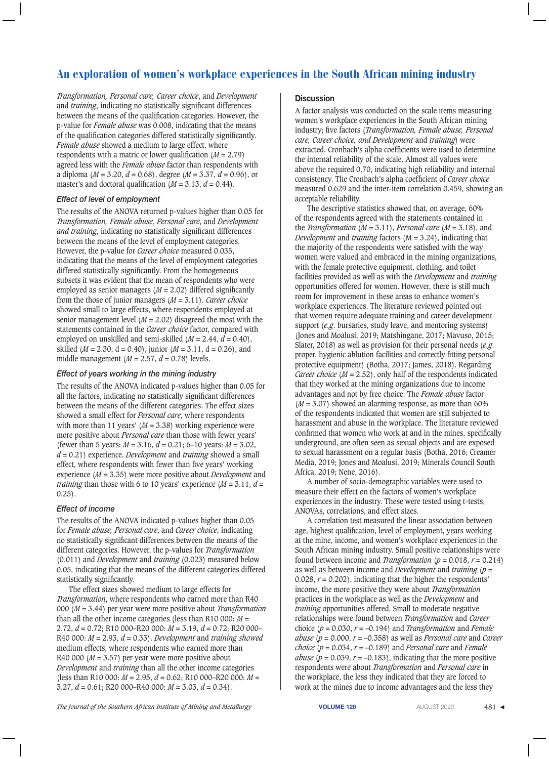*Transformation, Personal care, Career choice*, and *Development* and *training*, indicating no statistically significant differences between the means of the qualification categories. However, the p-value for *Female abuse* was 0.008, indicating that the means of the qualification categories differed statistically significantly. *Female abuse* showed a medium to large effect, where respondents with a matric or lower qualification ($M$ = 2.79) agreed less with the *Female abuse* factor than respondents with a diploma ($M$ = 3.20, $d$ = 0.68), degree ($M$ = 3.37, $d$ = 0.96), or master's and doctoral qualification ($M$ = 3.13, $d$ = 0.44).

### *Effect of level of employment*

The results of the ANOVA returned p-values higher than 0.05 for *Transformation, Female abuse, Personal care*, and *Development and training*, indicating no statistically significant differences between the means of the level of employment categories. However, the p-value for *Career choice* measured 0.035, indicating that the means of the level of employment categories differed statistically significantly. From the homogeneous subsets it was evident that the mean of respondents who were employed as senior managers ($M$ = 2.02) differed significantly from the those of junior managers ($M$ = 3.11). *Career choice* showed small to large effects, where respondents employed at senior management level ($M$ = 2.02) disagreed the most with the statements contained in the *Career choice* factor, compared with employed on unskilled and semi-skilled ($M$ = 2.44, $d$ = 0.40), skilled ($M$ = 2.30, d = 0.40), junior ($M$ = 3.11, $d$ = 0.26), and middle management ($M$ = 2.57, $d$ = 0.78) levels.

### *Effect of years working in the mining industry*

The results of the ANOVA indicated p-values higher than 0.05 for all the factors, indicating no statistically significant differences between the means of the different categories. The effect sizes showed a small effect for *Personal care*, where respondents with more than 11 years' ($M$ = 3.38) working experience were more positive about *Personal care* than those with fewer years' (fewer than 5 years: $M$ = 3.16, $d$ = 0.21; 6–10 years: $M$ = 3.02, $d$ = 0.21) experience. *Development* and *training* showed a small effect, where respondents with fewer than five years' working experience ($M$ = 3.35) were more positive about *Development* and *training* than those with 6 to 10 years' experience ($M$ = 3.11, $d$ = 0.25).

### *Effect of income*

The results of the ANOVA indicated p-values higher than 0.05 for *Female abuse, Personal care*, and *Career choice*, indicating no statistically significant differences between the means of the different categories. However, the p-values for *Transformation* (0.011) and *Development* and *training* (0.023) measured below 0.05, indicating that the means of the different categories differed statistically significantly.

The effect sizes showed medium to large effects for *Transformation*, where respondents who earned more than R40 000 ($M$ = 3.44) per year were more positive about *Transformation* than all the other income categories (less than R10 000: $M$ = 2.72, $d$ = 0.72; R10 000–R20 000: $M$ = 3.19, $d$ = 0.72; R20 000–R40 000: $M$ = 2.93, $d$ = 0.33). *Development* and *training showed* medium effects, where respondents who earned more than R40 000 ($M$ = 3.57) per year were more positive about *Development* and *training* than all the other income categories (less than R10 000: $M$ = 2.95, $d$ = 0.62; R10 000–R20 000: $M$ = 3.27, $d$ = 0.61; R20 000–R40 000: $M$ = 3.03, $d$ = 0.34).

## Discussion

A factor analysis was conducted on the scale items measuring women's workplace experiences in the South African mining industry; five factors (*Transformation, Female abuse, Personal care, Career choice, and Development* and *training*) were extracted. Cronbach's alpha coefficients were used to determine the internal reliability of the scale. Almost all values were above the required 0.70, indicating high reliability and internal consistency. The Cronbach's alpha coefficient of *Career choice* measured 0.629 and the inter-item correlation 0.459, showing an acceptable reliability.

The descriptive statistics showed that, on average, 60% of the respondents agreed with the statements contained in the *Transformation* ($M$ = 3.11), *Personal care* ($M$ = 3.18), and *Development* and *training* factors (M = 3.24), indicating that the majority of the respondents were satisfied with the way women were valued and embraced in the mining organizations, with the female protective equipment, clothing, and toilet facilities provided as well as with the *Development* and *training* opportunities offered for women. However, there is still much room for improvement in these areas to enhance women's workplace experiences. The literature reviewed pointed out that women require adequate training and career development support (*e.g.* bursaries, study leave, and mentoring systems) (Jones and Moalusi, 2019; Matshingane, 2017; Mavuso, 2015; Slater, 2018) as well as provision for their personal needs (*e.g.* proper, hygienic ablution facilities and correctly fitting personal protective equipment) (Botha, 2017; James, 2018). Regarding *Career choice* ($M$ = 2.52), only half of the respondents indicated that they worked at the mining organizations due to income advantages and not by free choice. The *Female abuse* factor ($M$ = 3.07) showed an alarming response, as more than 60% of the respondents indicated that women are still subjected to harassment and abuse in the workplace. The literature reviewed confirmed that women who work at and in the mines, specifically underground, are often seen as sexual objects and are exposed to sexual harassment on a regular basis (Botha, 2016; Creamer Media, 2019; Jones and Moalusi, 2019; Minerals Council South Africa, 2019; Nene, 2016).

A number of socio-demographic variables were used to measure their effect on the factors of women's workplace experiences in the industry. These were tested using t-tests, ANOVAs, correlations, and effect sizes.

A correlation test measured the linear association between age, highest qualification, level of employment, years working at the mine, income, and women's workplace experiences in the South African mining industry. Small positive relationships were found between income and *Transformation* ($p$ = 0.018, $r$ = 0.214) as well as between income and *Development* and *training* ($p$ = 0.028, $r$ = 0.202), indicating that the higher the respondents' income, the more positive they were about *Transformation* practices in the workplace as well as the *Development* and *training* opportunities offered. Small to moderate negative relationships were found between *Transformation* and *Career* choice ($p$ = 0.030, $r$ = –0.194) and *Transformation* and *Female abuse* ($p$ = 0.000, $r$ = –0.358) as well as *Personal care* and *Career choice* ($p$ = 0.034, $r$ = –0.189) and *Personal care* and *Female abuse* ($p$ = 0.039, $r$ = –0.183), indicating that the more positive respondents were about *Transformation* and *Personal care* in the workplace, the less they indicated that they are forced to work at the mines due to income advantages and the less they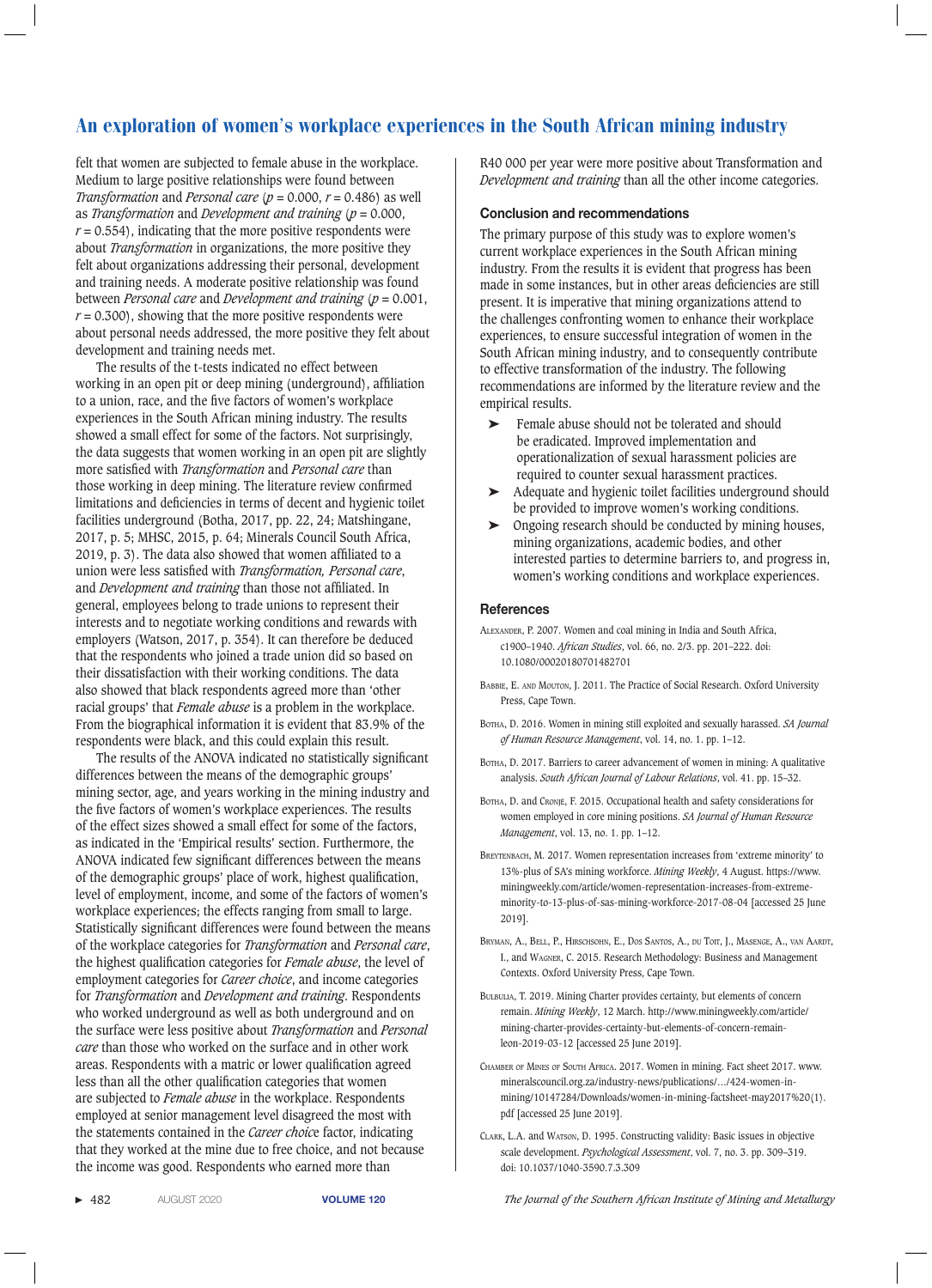felt that women are subjected to female abuse in the workplace. Medium to large positive relationships were found between *Transformation* and *Personal care* ($p$ = 0.000, $r$ = 0.486) as well as *Transformation* and *Development and training* ($p$ = 0.000, $r$ = 0.554), indicating that the more positive respondents were about *Transformation* in organizations, the more positive they felt about organizations addressing their personal, development and training needs. A moderate positive relationship was found between *Personal care* and *Development and training* ($p$ = 0.001, $r$ = 0.300), showing that the more positive respondents were about personal needs addressed, the more positive they felt about development and training needs met.

The results of the t-tests indicated no effect between working in an open pit or deep mining (underground), affiliation to a union, race, and the five factors of women's workplace experiences in the South African mining industry. The results showed a small effect for some of the factors. Not surprisingly, the data suggests that women working in an open pit are slightly more satisfied with *Transformation* and *Personal care* than those working in deep mining. The literature review confirmed limitations and deficiencies in terms of decent and hygienic toilet facilities underground (Botha, 2017, pp. 22, 24; Matshingane, 2017, p. 5; MHSC, 2015, p. 64; Minerals Council South Africa, 2019, p. 3). The data also showed that women affiliated to a union were less satisfied with *Transformation, Personal care*, and *Development and training* than those not affiliated. In general, employees belong to trade unions to represent their interests and to negotiate working conditions and rewards with employers (Watson, 2017, p. 354). It can therefore be deduced that the respondents who joined a trade union did so based on their dissatisfaction with their working conditions. The data also showed that black respondents agreed more than 'other racial groups' that *Female abuse* is a problem in the workplace. From the biographical information it is evident that 83.9% of the respondents were black, and this could explain this result.

The results of the ANOVA indicated no statistically significant differences between the means of the demographic groups' mining sector, age, and years working in the mining industry and the five factors of women's workplace experiences. The results of the effect sizes showed a small effect for some of the factors, as indicated in the 'Empirical results' section. Furthermore, the ANOVA indicated few significant differences between the means of the demographic groups' place of work, highest qualification, level of employment, income, and some of the factors of women's workplace experiences; the effects ranging from small to large. Statistically significant differences were found between the means of the workplace categories for *Transformation* and *Personal care*, the highest qualification categories for *Female abuse*, the level of employment categories for *Career choice*, and income categories for *Transformation* and *Development and training*. Respondents who worked underground as well as both underground and on the surface were less positive about *Transformation* and *Personal care* than those who worked on the surface and in other work areas. Respondents with a matric or lower qualification agreed less than all the other qualification categories that women are subjected to *Female abuse* in the workplace. Respondents employed at senior management level disagreed the most with the statements contained in the *Career choice* factor, indicating that they worked at the mine due to free choice, and not because the income was good. Respondents who earned more than R40 000 per year were more positive about Transformation and *Development and training* than all the other income categories.

### Conclusion and recommendations

The primary purpose of this study was to explore women's current workplace experiences in the South African mining industry. From the results it is evident that progress has been made in some instances, but in other areas deficiencies are still present. It is imperative that mining organizations attend to the challenges confronting women to enhance their workplace experiences, to ensure successful integration of women in the South African mining industry, and to consequently contribute to effective transformation of the industry. The following recommendations are informed by the literature review and the empirical results.

- Female abuse should not be tolerated and should be eradicated. Improved implementation and operationalization of sexual harassment policies are required to counter sexual harassment practices.
- Adequate and hygienic toilet facilities underground should be provided to improve women's working conditions.
- Ongoing research should be conducted by mining houses, mining organizations, academic bodies, and other interested parties to determine barriers to, and progress in, women's working conditions and workplace experiences.

### References

Alexander, P. 2007. Women and coal mining in India and South Africa, c1900–1940. *African Studies*, vol. 66, no. 2/3. pp. 201–222. doi: 10.1080/00020180701482701

Babbie, E. and Mouton, J. 2011. The Practice of Social Research. Oxford University Press, Cape Town.

Botha, D. 2016. Women in mining still exploited and sexually harassed. *SA Journal of Human Resource Management*, vol. 14, no. 1. pp. 1–12.

Botha, D. 2017. Barriers to career advancement of women in mining: A qualitative analysis. *South African Journal of Labour Relations*, vol. 41. pp. 15–32.

Botha, D. and Cronjé, F. 2015. Occupational health and safety considerations for women employed in core mining positions. *SA Journal of Human Resource Management*, vol. 13, no. 1. pp. 1–12.

Breytenbach, M. 2017. Women representation increases from 'extreme minority' to 13%-plus of SA's mining workforce. *Mining Weekly*, 4 August. https://www.miningweekly.com/article/women-representation-increases-from-extreme-minority-to-13-plus-of-sas-mining-workforce-2017-08-04 [accessed 25 June 2019].

Bryman, A., Bell, P., Hirschsohn, E., Dos Santos, A., du Toit, J., Masenge, A., van Aardt, I., and Wagner, C. 2015. Research Methodology: Business and Management Contexts. Oxford University Press, Cape Town.

Bulbulia, T. 2019. Mining Charter provides certainty, but elements of concern remain. *Mining Weekly*, 12 March. http://www.miningweekly.com/article/mining-charter-provides-certainty-but-elements-of-concern-remain-leon-2019-03-12 [accessed 25 June 2019].

Chamber of Mines of South Africa. 2017. Women in mining. Fact sheet 2017. www.mineralscouncil.org.za/industry-news/publications/.../424-women-in-mining/10147284/Downloads/women-in-mining-factsheet-may2017%20(1).pdf [accessed 25 June 2019].

Clark, L.A. and Watson, D. 1995. Constructing validity: Basic issues in objective scale development. *Psychological Assessment*, vol. 7, no. 3. pp. 309–319. doi: 10.1037/1040-3590.7.3.309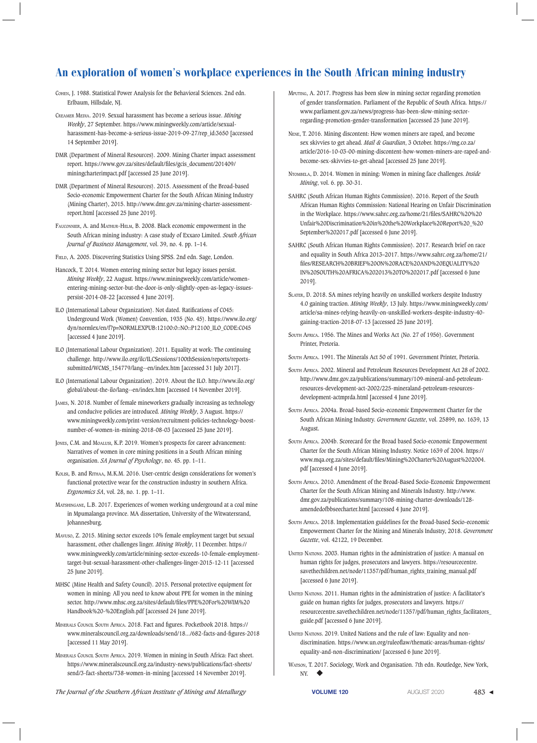Cohen, J. 1988. Statistical Power Analysis for the Behavioral Sciences. 2nd edn. Erlbaum, Hillsdale, NJ.

Creamer Media. 2019. Sexual harassment has become a serious issue. *Mining Weekly*, 27 September. https://www.miningweekly.com/article/sexual-harassment-has-become-a-serious-issue-2019-09-27/rep_id:3650 [accessed 14 September 2019].

DMR (Department of Mineral Resources). 2009. Mining Charter impact assessment report. https://www.gov.za/sites/default/files/gcis_document/201409/miningcharterimpact.pdf [accessed 25 June 2019].

DMR (Department of Mineral Resources). 2015. Assessment of the Broad-based Socio-economic Empowerment Charter for the South African Mining Industry (Mining Charter), 2015. http://www.dmr.gov.za/mining-charter-assessment-report.html [accessed 25 June 2019].

Fauconnier, A. and Mathur-Helm, B. 2008. Black economic empowerment in the South African mining industry: A case study of Exxaro Limited. *South African Journal of Business Management*, vol. 39, no. 4. pp. 1–14.

Field, A. 2005. Discovering Statistics Using SPSS. 2nd edn. Sage, London.

Hancock, T. 2014. Women entering mining sector but legacy issues persist. *Mining Weekly*, 22 August. https://www.miningweekly.com/article/women-entering-mining-sector-but-the-door-is-only-slightly-open-as-legacy-issues-persist-2014-08-22 [accessed 4 June 2019].

ILO (International Labour Organization). Not dated. Ratifications of C045: Underground Work (Women) Convention, 1935 (No. 45). https://www.ilo.org/dyn/normlex/en/f?p=NORMLEXPUB:12100:0::NO::P12100_ILO_CODE:C045 [accessed 4 June 2019].

ILO (International Labour Organization). 2011. Equality at work: The continuing challenge. http://www.ilo.org/ilc/ILCSessions/100thSession/reports/reports-submitted/WCMS_154779/lang--en/index.htm [accessed 31 July 2017].

ILO (International Labour Organization). 2019. About the ILO. http://www.ilo.org/global/about-the-ilo/lang--en/index.htm [accessed 14 November 2019].

James, N. 2018. Number of female mineworkers gradually increasing as technology and conducive policies are introduced. *Mining Weekly*, 3 August. https://www.miningweekly.com/print-version/recruitment-policies-technology-boost-number-of-women-in-mining-2018-08-03 [accessed 25 June 2019].

Jones, C.M. and Moalusi, K.P. 2019. Women's prospects for career advancement: Narratives of women in core mining positions in a South African mining organisation. *SA Journal of Psychology*, no. 45. pp. 1–11.

Kolisi, B. and Rithaa, M.K.M. 2016. User-centric design considerations for women's functional protective wear for the construction industry in southern Africa. *Ergonomics SA*, vol. 28, no. 1. pp. 1–11.

Matshingane, L.B. 2017. Experiences of women working underground at a coal mine in Mpumalanga province. MA dissertation, University of the Witwatersrand, Johannesburg.

Mavuso, Z. 2015. Mining sector exceeds 10% female employment target but sexual harassment, other challenges linger. *Mining Weekly*, 11 December. https://www.miningweekly.com/article/mining-sector-exceeds-10-female-employment-target-but-sexual-harassment-other-challenges-linger-2015-12-11 [accessed 25 June 2019].

MHSC (Mine Health and Safety Council). 2015. Personal protective equipment for women in mining: All you need to know about PPE for women in the mining sector. http://www.mhsc.org.za/sites/default/files/PPE%20For%20WIM%20Handbook%20-%20English.pdf [accessed 24 June 2019].

Minerals Council South Africa. 2018. Fact and figures. Pocketbook 2018. https://www.mineralscouncil.org.za/downloads/send/18.../682-facts-and-figures-2018 [accessed 11 May 2019].

Minerals Council South Africa. 2019. Women in mining in South Africa: Fact sheet. https://www.mineralscouncil.org.za/industry-news/publications/fact-sheets/send/3-fact-sheets/738-women-in-mining [accessed 14 November 2019].

Mputing, A. 2017. Progress has been slow in mining sector regarding promotion of gender transformation. Parliament of the Republic of South Africa. https://www.parliament.gov.za/news/progress-has-been-slow-mining-sector-regarding-promotion-gender-transformation [accessed 25 June 2019].

Nene, T. 2016. Mining discontent: How women miners are raped, and become sex skivvies to get ahead. *Mail & Guardian*, 3 October. https://mg.co.za/article/2016-10-03-00-mining-discontent-how-women-miners-are-raped-and-become-sex-skivvies-to-get-ahead [accessed 25 June 2019].

Ntombela, D. 2014. Women in mining: Women in mining face challenges. *Inside Mining*, vol. 6. pp. 30-31.

SAHRC (South African Human Rights Commission). 2016. Report of the South African Human Rights Commission: National Hearing on Unfair Discrimination in the Workplace. https://www.sahrc.org.za/home/21/files/SAHRC%20%20Unfair%20Discrimination%20in%20the%20Workplace%20Report%20_%20September%202017.pdf [accessed 6 June 2019].

SAHRC (South African Human Rights Commission). 2017. Research brief on race and equality in South Africa 2013–2017. https://www.sahrc.org.za/home/21/files/RESEARCH%20BRIEF%20ON%20RACE%20AND%20EQUALITY%20IN%20SOUTH%20AFRICA%202013%20TO%202017.pdf [accessed 6 June 2019].

Slater, D. 2018. SA mines relying heavily on unskilled workers despite Industry 4.0 gaining traction. *Mining Weekly*, 13 July. https://www.miningweekly.com/article/sa-mines-relying-heavily-on-unskilled-workers-despite-industry-40-gaining-traction-2018-07-13 [accessed 25 June 2019].

South Africa. 1956. The Mines and Works Act (No. 27 of 1956). Government Printer, Pretoria.

South Africa. 1991. The Minerals Act 50 of 1991. Government Printer, Pretoria.

South Africa. 2002. Mineral and Petroleum Resources Development Act 28 of 2002. http://www.dmr.gov.za/publications/summary/109-mineral-and-petroleum-resources-development-act-2002/225-mineraland-petroleum-resources-development-actmprda.html [accessed 4 June 2019].

South Africa. 2004a. Broad-based Socio-economic Empowerment Charter for the South African Mining Industry. *Government Gazette*, vol. 25899, no. 1639, 13 August.

South Africa. 2004b. Scorecard for the Broad based Socio-economic Empowerment Charter for the South African Mining Industry. Notice 1639 of 2004. https://www.mqa.org.za/sites/default/files/Mining%20Charter%20August%202004.pdf [accessed 4 June 2019].

South Africa. 2010. Amendment of the Broad-Based Socio-Economic Empowerment Charter for the South African Mining and Minerals Industry. http://www.dmr.gov.za/publications/summary/108-mining-charter-downloads/128-amendedofbbseecharter.html [accessed 4 June 2019].

South Africa. 2018. Implementation guidelines for the Broad-based Socio-economic Empowerment Charter for the Mining and Minerals Industry, 2018. *Government Gazette*, vol. 42122, 19 December.

United Nations. 2003. Human rights in the administration of justice: A manual on human rights for judges, prosecutors and lawyers. https://resourcecentre.savethechildren.net/node/11357/pdf/human_rights_training_manual.pdf [accessed 6 June 2019].

United Nations. 2011. Human rights in the administration of justice: A facilitator's guide on human rights for judges, prosecutors and lawyers. https://resourcentre.savethechildren.net/node/11357/pdf/human_rights_facilitators_guide.pdf [accessed 6 June 2019].

United Nations. 2019. United Nations and the rule of law: Equality and non-discrimination. https://www.un.org/ruleoflaw/thematic-areas/human-rights/equality-and-non-discrimination/ [accessed 6 June 2019].

Watson, T. 2017. Sociology, Work and Organisation. 7th edn. Routledge, New York, NY. ◆